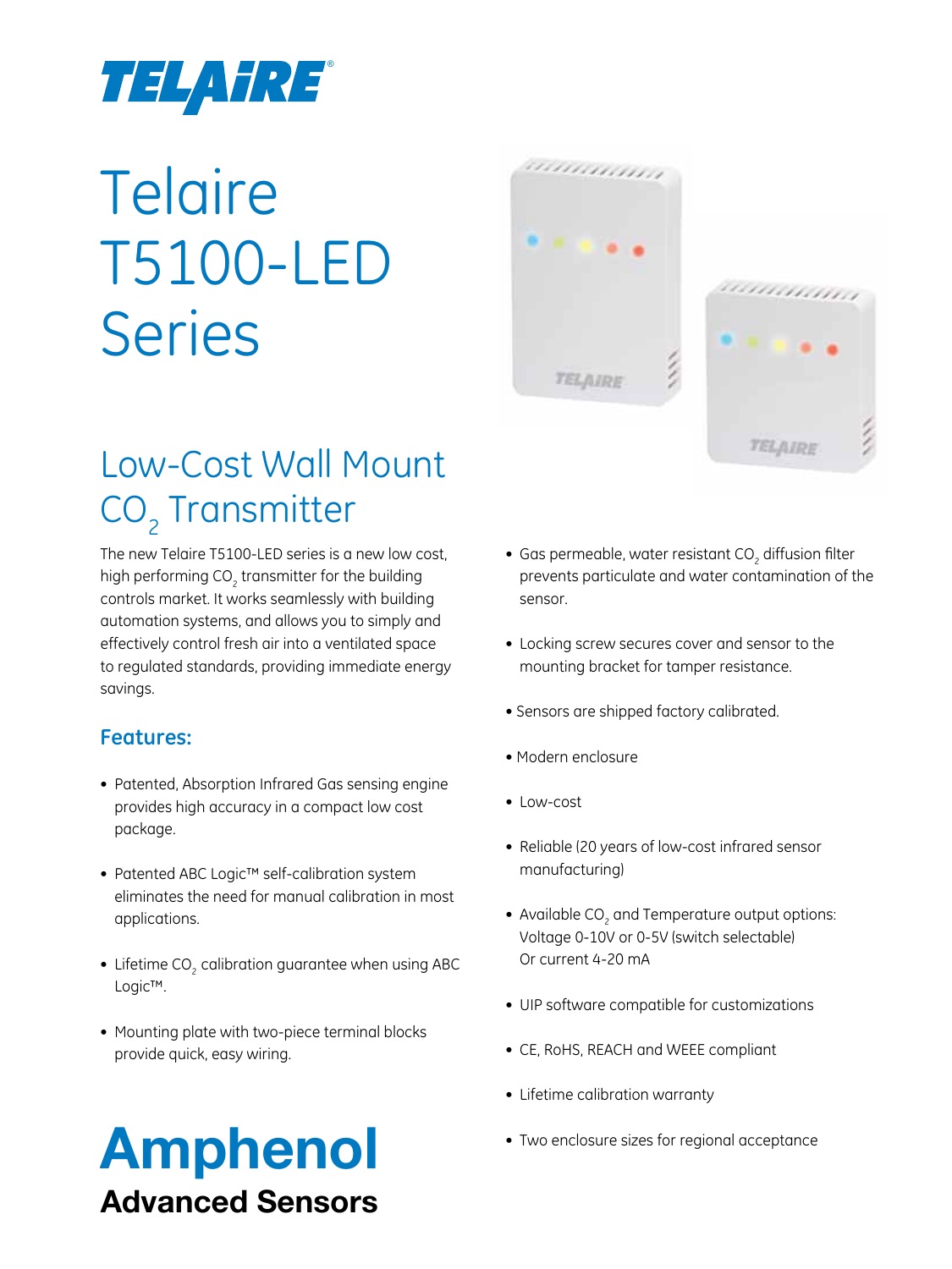TELAIRE®

# Telaire T5100-LED Series

## Low-Cost Wall Mount $CO_2$ Transmitter

The new Telaire T5100-LED series is a new low cost, high performing $CO_2$ transmitter for the building controls market. It works seamlessly with building automation systems, and allows you to simply and effectively control fresh air into a ventilated space to regulated standards, providing immediate energy savings.

### Features:

- Patented, Absorption Infrared Gas sensing engine provides high accuracy in a compact low cost package.
- Patented ABC Logic™ self-calibration system eliminates the need for manual calibration in most applications.
- Lifetime $CO_2$ calibration guarantee when using ABC Logic™.
- Mounting plate with two-piece terminal blocks provide quick, easy wiring.
- Gas permeable, water resistant $CO_2$ diffusion filter prevents particulate and water contamination of the sensor.
- Locking screw secures cover and sensor to the mounting bracket for tamper resistance.
- Sensors are shipped factory calibrated.
- Modern enclosure
- Low-cost
- Reliable (20 years of low-cost infrared sensor manufacturing)
- Available $CO_2$ and Temperature output options: Voltage 0-10V or 0-5V (switch selectable) Or current 4-20 mA
- UIP software compatible for customizations
- CE, RoHS, REACH and WEEE compliant
- Lifetime calibration warranty
- Two enclosure sizes for regional acceptance

**Amphenol**
**Advanced Sensors**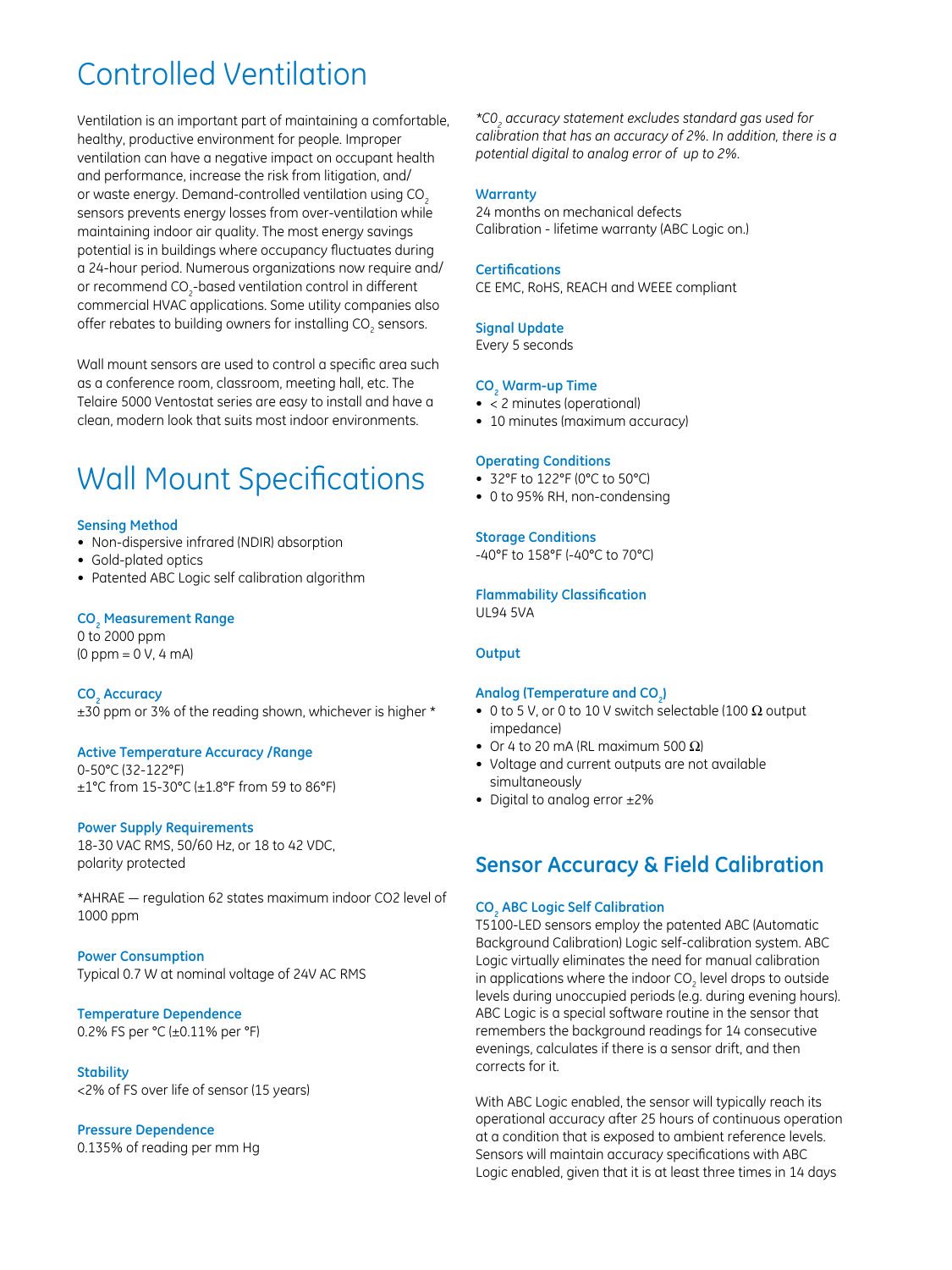# Controlled Ventilation

Ventilation is an important part of maintaining a comfortable, healthy, productive environment for people. Improper ventilation can have a negative impact on occupant health and performance, increase the risk from litigation, and/or waste energy. Demand-controlled ventilation using $CO_2$ sensors prevents energy losses from over-ventilation while maintaining indoor air quality. The most energy savings potential is in buildings where occupancy fluctuates during a 24-hour period. Numerous organizations now require and/or recommend $CO_2$-based ventilation control in different commercial HVAC applications. Some utility companies also offer rebates to building owners for installing $CO_2$ sensors.

Wall mount sensors are used to control a specific area such as a conference room, classroom, meeting hall, etc. The Telaire 5000 Ventostat series are easy to install and have a clean, modern look that suits most indoor environments.

# Wall Mount Specifications

### Sensing Method

- Non-dispersive infrared (NDIR) absorption
- Gold-plated optics
- Patented ABC Logic self calibration algorithm

### $CO_2$ Measurement Range

0 to 2000 ppm
(0 ppm = 0 V, 4 mA)

### $CO_2$ Accuracy

±30 ppm or 3% of the reading shown, whichever is higher *

### Active Temperature Accuracy /Range

0-50°C (32-122°F)
±1°C from 15-30°C (±1.8°F from 59 to 86°F)

### Power Supply Requirements

18-30 VAC RMS, 50/60 Hz, or 18 to 42 VDC, polarity protected

*AHRAE — regulation 62 states maximum indoor CO2 level of 1000 ppm

### Power Consumption

Typical 0.7 W at nominal voltage of 24V AC RMS

### Temperature Dependence

0.2% FS per °C (±0.11% per °F)

### Stability

<2% of FS over life of sensor (15 years)

### Pressure Dependence

0.135% of reading per mm Hg

*$CO_2$ accuracy statement excludes standard gas used for calibration that has an accuracy of 2%. In addition, there is a potential digital to analog error of up to 2%.*

### Warranty

24 months on mechanical defects
Calibration - lifetime warranty (ABC Logic on.)

### Certifications

CE EMC, RoHS, REACH and WEEE compliant

### Signal Update

Every 5 seconds

### $CO_2$ Warm-up Time

- < 2 minutes (operational)
- 10 minutes (maximum accuracy)

### Operating Conditions

- 32°F to 122°F (0°C to 50°C)
- 0 to 95% RH, non-condensing

### Storage Conditions

-40°F to 158°F (-40°C to 70°C)

### Flammability Classification

UL94 5VA

### Output

### Analog (Temperature and $CO_2$)

- 0 to 5 V, or 0 to 10 V switch selectable (100 Ω output impedance)
- Or 4 to 20 mA (RL maximum 500 Ω)
- Voltage and current outputs are not available simultaneously
- Digital to analog error ±2%

## Sensor Accuracy & Field Calibration

### $CO_2$ ABC Logic Self Calibration

T5100-LED sensors employ the patented ABC (Automatic Background Calibration) Logic self-calibration system. ABC Logic virtually eliminates the need for manual calibration in applications where the indoor $CO_2$ level drops to outside levels during unoccupied periods (e.g. during evening hours). ABC Logic is a special software routine in the sensor that remembers the background readings for 14 consecutive evenings, calculates if there is a sensor drift, and then corrects for it.

With ABC Logic enabled, the sensor will typically reach its operational accuracy after 25 hours of continuous operation at a condition that is exposed to ambient reference levels. Sensors will maintain accuracy specifications with ABC Logic enabled, given that it is at least three times in 14 days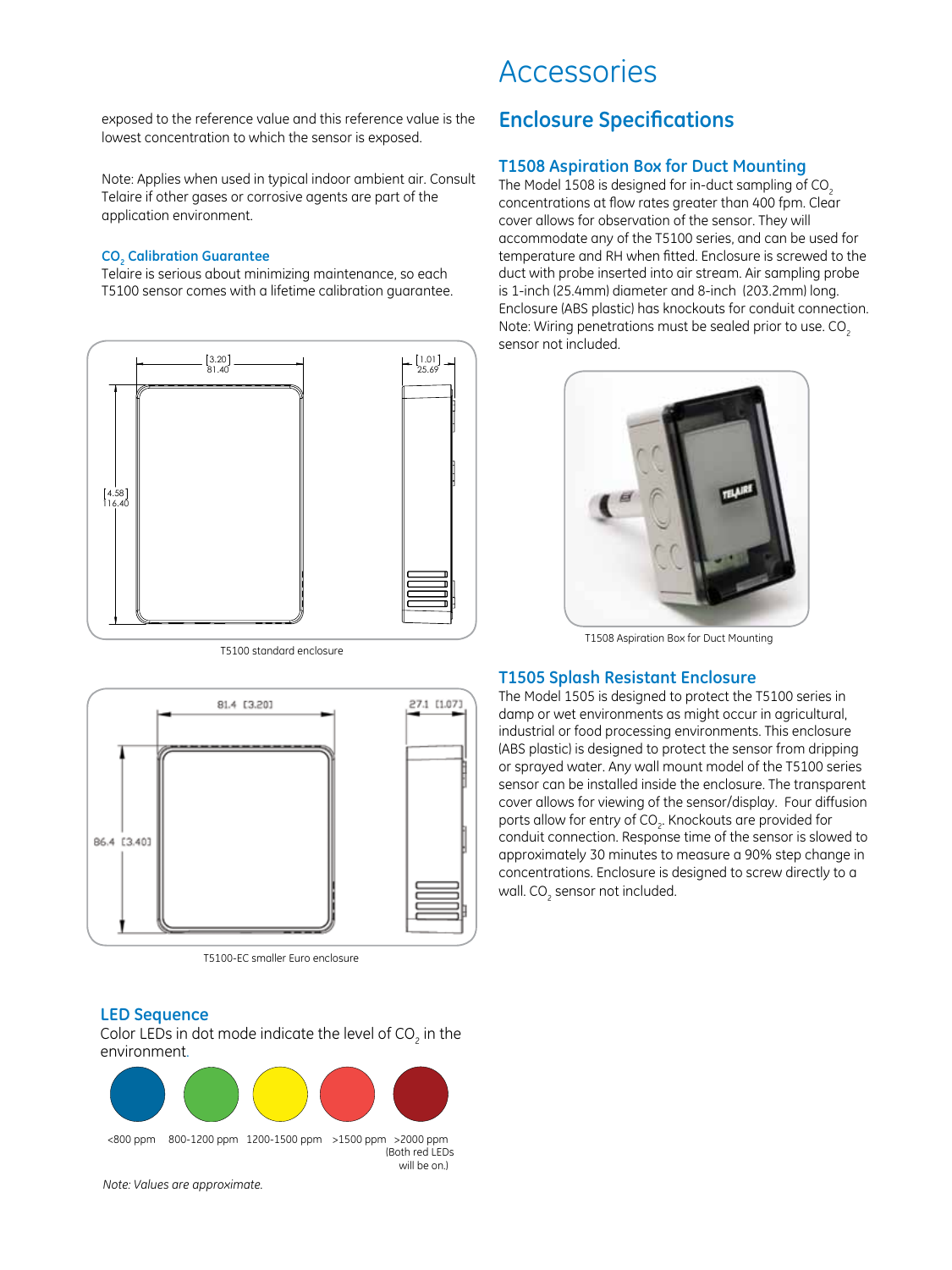exposed to the reference value and this reference value is the lowest concentration to which the sensor is exposed.

Note: Applies when used in typical indoor ambient air. Consult Telaire if other gases or corrosive agents are part of the application environment.

### $CO_2$ Calibration Guarantee

Telaire is serious about minimizing maintenance, so each T5100 sensor comes with a lifetime calibration guarantee.

[3.20] 81.40 — [1.01] 25.69 — [4.58] 116.40

T5100 standard enclosure

81.4 [3.20] — 27.1 [1.07] — 86.4 [3.40]

T5100-EC smaller Euro enclosure

### LED Sequence

Color LEDs in dot mode indicate the level of $CO_2$ in the environment.

| Blue | Green | Yellow | Red | Dark red |
|---|---|---|---|---|
| <800 ppm | 800-1200 ppm | 1200-1500 ppm | >1500 ppm | >2000 ppm (Both red LEDs will be on.) |

*Note: Values are approximate.*

# Accessories

## Enclosure Specifications

### T1508 Aspiration Box for Duct Mounting

The Model 1508 is designed for in-duct sampling of $CO_2$ concentrations at flow rates greater than 400 fpm. Clear cover allows for observation of the sensor. They will accommodate any of the T5100 series, and can be used for temperature and RH when fitted. Enclosure is screwed to the duct with probe inserted into air stream. Air sampling probe is 1-inch (25.4mm) diameter and 8-inch (203.2mm) long. Enclosure (ABS plastic) has knockouts for conduit connection. Note: Wiring penetrations must be sealed prior to use. $CO_2$ sensor not included.

T1508 Aspiration Box for Duct Mounting

### T1505 Splash Resistant Enclosure

The Model 1505 is designed to protect the T5100 series in damp or wet environments as might occur in agricultural, industrial or food processing environments. This enclosure (ABS plastic) is designed to protect the sensor from dripping or sprayed water. Any wall mount model of the T5100 series sensor can be installed inside the enclosure. The transparent cover allows for viewing of the sensor/display. Four diffusion ports allow for entry of $CO_2$. Knockouts are provided for conduit connection. Response time of the sensor is slowed to approximately 30 minutes to measure a 90% step change in concentrations. Enclosure is designed to screw directly to a wall. $CO_2$ sensor not included.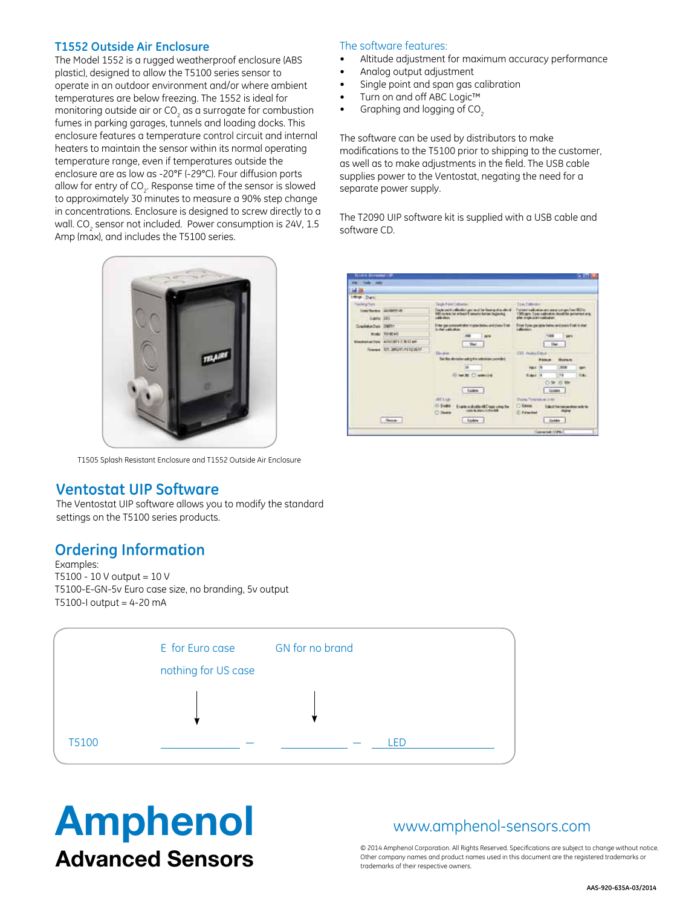## T1552 Outside Air Enclosure

The Model 1552 is a rugged weatherproof enclosure (ABS plastic), designed to allow the T5100 series sensor to operate in an outdoor environment and/or where ambient temperatures are below freezing. The 1552 is ideal for monitoring outside air or $CO_2$ as a surrogate for combustion fumes in parking garages, tunnels and loading docks. This enclosure features a temperature control circuit and internal heaters to maintain the sensor within its normal operating temperature range, even if temperatures outside the enclosure are as low as -20°F (-29°C). Four diffusion ports allow for entry of $CO_2$. Response time of the sensor is slowed to approximately 30 minutes to measure a 90% step change in concentrations. Enclosure is designed to screw directly to a wall. $CO_2$ sensor not included. Power consumption is 24V, 1.5 Amp (max), and includes the T5100 series.

T1505 Splash Resistant Enclosure and T1552 Outside Air Enclosure

## Ventostat UIP Software

The Ventostat UIP software allows you to modify the standard settings on the T5100 series products.

The software features:

- Altitude adjustment for maximum accuracy performance
- Analog output adjustment
- Single point and span gas calibration
- Turn on and off ABC Logic™
- Graphing and logging of $CO_2$

The software can be used by distributors to make modifications to the T5100 prior to shipping to the customer, as well as to make adjustments in the field. The USB cable supplies power to the Ventostat, negating the need for a separate power supply.

The T2090 UIP software kit is supplied with a USB cable and software CD.

## Ordering Information

Examples:
T5100 - 10 V output = 10 V
T5100-E-GN-5v Euro case size, no branding, 5v output
T5100-I output = 4-20 mA

E for Euro case
nothing for US case

GN for no brand

T5100 ______ – ______ – LED ______

# Amphenol
**Advanced Sensors**

www.amphenol-sensors.com

© 2014 Amphenol Corporation. All Rights Reserved. Specifications are subject to change without notice. Other company names and product names used in this document are the registered trademarks or trademarks of their respective owners.

AAS-920-635A-03/2014